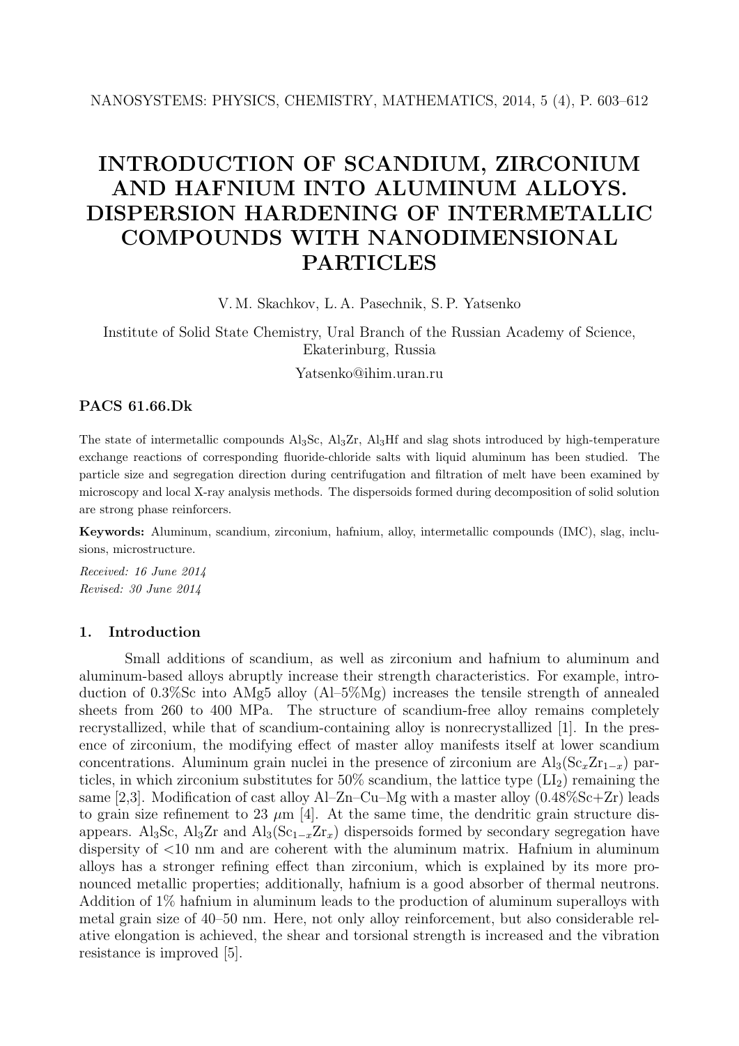# INTRODUCTION OF SCANDIUM, ZIRCONIUM AND HAFNIUM INTO ALUMINUM ALLOYS. DISPERSION HARDENING OF INTERMETALLIC COMPOUNDS WITH NANODIMENSIONAL PARTICLES

V. M. Skachkov, L. A. Pasechnik, S. P. Yatsenko

Institute of Solid State Chemistry, Ural Branch of the Russian Academy of Science, Ekaterinburg, Russia

Yatsenko@ihim.uran.ru

**PACS 61.66.Dk**

The state of intermetallic compounds $Al_3Sc$, $Al_3Zr$, $Al_3Hf$ and slag shots introduced by high-temperature exchange reactions of corresponding fluoride-chloride salts with liquid aluminum has been studied. The particle size and segregation direction during centrifugation and filtration of melt have been examined by microscopy and local X-ray analysis methods. The dispersoids formed during decomposition of solid solution are strong phase reinforcers.

**Keywords:** Aluminum, scandium, zirconium, hafnium, alloy, intermetallic compounds (IMC), slag, inclusions, microstructure.

*Received: 16 June 2014*
*Revised: 30 June 2014*

## 1. Introduction

Small additions of scandium, as well as zirconium and hafnium to aluminum and aluminum-based alloys abruptly increase their strength characteristics. For example, introduction of 0.3%Sc into AMg5 alloy (Al–5%Mg) increases the tensile strength of annealed sheets from 260 to 400 MPa. The structure of scandium-free alloy remains completely recrystallized, while that of scandium-containing alloy is nonrecrystallized [1]. In the presence of zirconium, the modifying effect of master alloy manifests itself at lower scandium concentrations. Aluminum grain nuclei in the presence of zirconium are $Al_3(Sc_xZr_{1-x})$ particles, in which zirconium substitutes for 50% scandium, the lattice type ($LI_2$) remaining the same [2,3]. Modification of cast alloy Al–Zn–Cu–Mg with a master alloy (0.48%Sc+Zr) leads to grain size refinement to 23 $\mu$m [4]. At the same time, the dendritic grain structure disappears. $Al_3Sc$, $Al_3Zr$ and $Al_3(Sc_{1-x}Zr_x)$ dispersoids formed by secondary segregation have dispersity of <10 nm and are coherent with the aluminum matrix. Hafnium in aluminum alloys has a stronger refining effect than zirconium, which is explained by its more pronounced metallic properties; additionally, hafnium is a good absorber of thermal neutrons. Addition of 1% hafnium in aluminum leads to the production of aluminum superalloys with metal grain size of 40–50 nm. Here, not only alloy reinforcement, but also considerable relative elongation is achieved, the shear and torsional strength is increased and the vibration resistance is improved [5].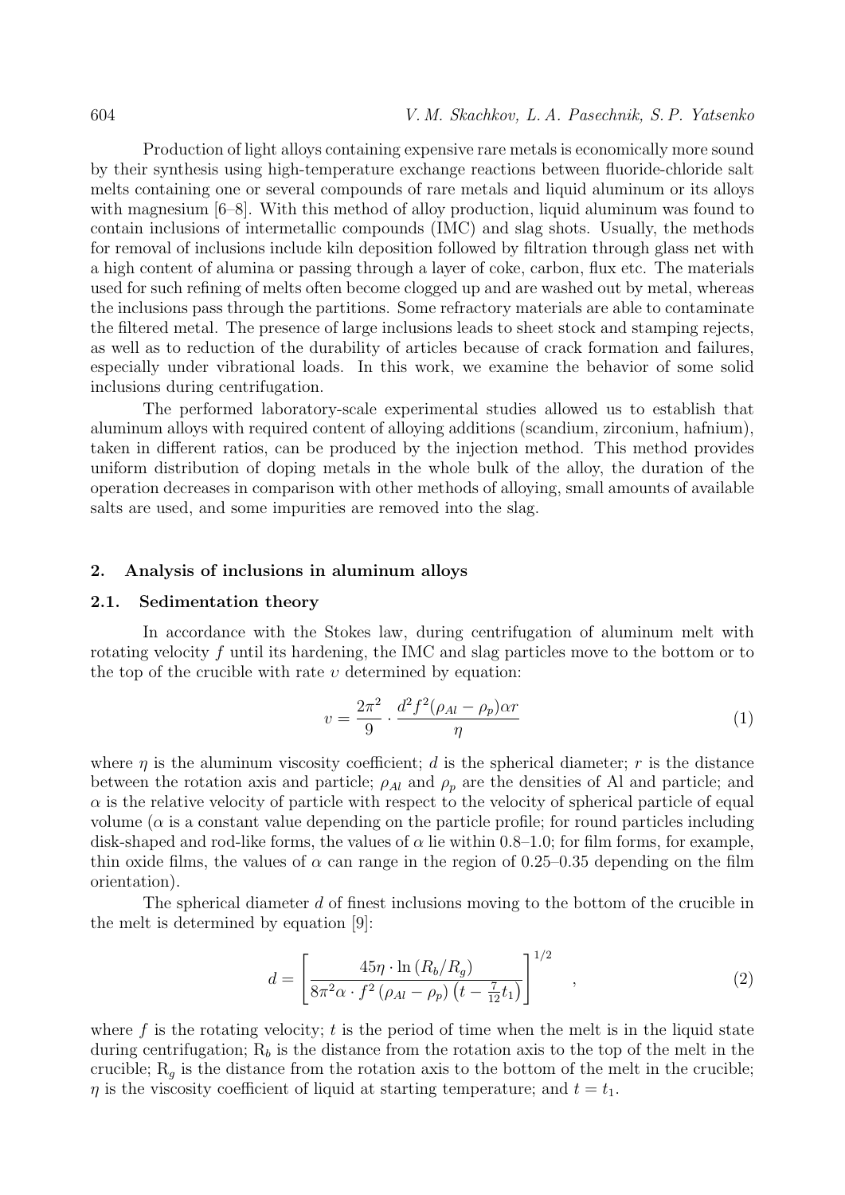Production of light alloys containing expensive rare metals is economically more sound by their synthesis using high-temperature exchange reactions between fluoride-chloride salt melts containing one or several compounds of rare metals and liquid aluminum or its alloys with magnesium [6–8]. With this method of alloy production, liquid aluminum was found to contain inclusions of intermetallic compounds (IMC) and slag shots. Usually, the methods for removal of inclusions include kiln deposition followed by filtration through glass net with a high content of alumina or passing through a layer of coke, carbon, flux etc. The materials used for such refining of melts often become clogged up and are washed out by metal, whereas the inclusions pass through the partitions. Some refractory materials are able to contaminate the filtered metal. The presence of large inclusions leads to sheet stock and stamping rejects, as well as to reduction of the durability of articles because of crack formation and failures, especially under vibrational loads. In this work, we examine the behavior of some solid inclusions during centrifugation.

The performed laboratory-scale experimental studies allowed us to establish that aluminum alloys with required content of alloying additions (scandium, zirconium, hafnium), taken in different ratios, can be produced by the injection method. This method provides uniform distribution of doping metals in the whole bulk of the alloy, the duration of the operation decreases in comparison with other methods of alloying, small amounts of available salts are used, and some impurities are removed into the slag.

## 2. Analysis of inclusions in aluminum alloys

### 2.1. Sedimentation theory

In accordance with the Stokes law, during centrifugation of aluminum melt with rotating velocity $f$ until its hardening, the IMC and slag particles move to the bottom or to the top of the crucible with rate $\upsilon$ determined by equation:

$$\upsilon = \frac{2\pi^2}{9} \cdot \frac{d^2 f^2 (\rho_{Al} - \rho_p)\alpha r}{\eta} \tag{1}$$

where $\eta$ is the aluminum viscosity coefficient; $d$ is the spherical diameter; $r$ is the distance between the rotation axis and particle; $\rho_{Al}$ and $\rho_p$ are the densities of Al and particle; and $\alpha$ is the relative velocity of particle with respect to the velocity of spherical particle of equal volume ($\alpha$ is a constant value depending on the particle profile; for round particles including disk-shaped and rod-like forms, the values of $\alpha$ lie within 0.8–1.0; for film forms, for example, thin oxide films, the values of $\alpha$ can range in the region of 0.25–0.35 depending on the film orientation).

The spherical diameter $d$ of finest inclusions moving to the bottom of the crucible in the melt is determined by equation [9]:

$$d = \left[ \frac{45\eta \cdot \ln\left(R_b/R_g\right)}{8\pi^2 \alpha \cdot f^2 \left(\rho_{Al} - \rho_p\right)\left(t - \frac{7}{12}t_1\right)} \right]^{1/2} \quad , \tag{2}$$

where $f$ is the rotating velocity; $t$ is the period of time when the melt is in the liquid state during centrifugation; $R_b$ is the distance from the rotation axis to the top of the melt in the crucible; $R_g$ is the distance from the rotation axis to the bottom of the melt in the crucible; $\eta$ is the viscosity coefficient of liquid at starting temperature; and $t = t_1$.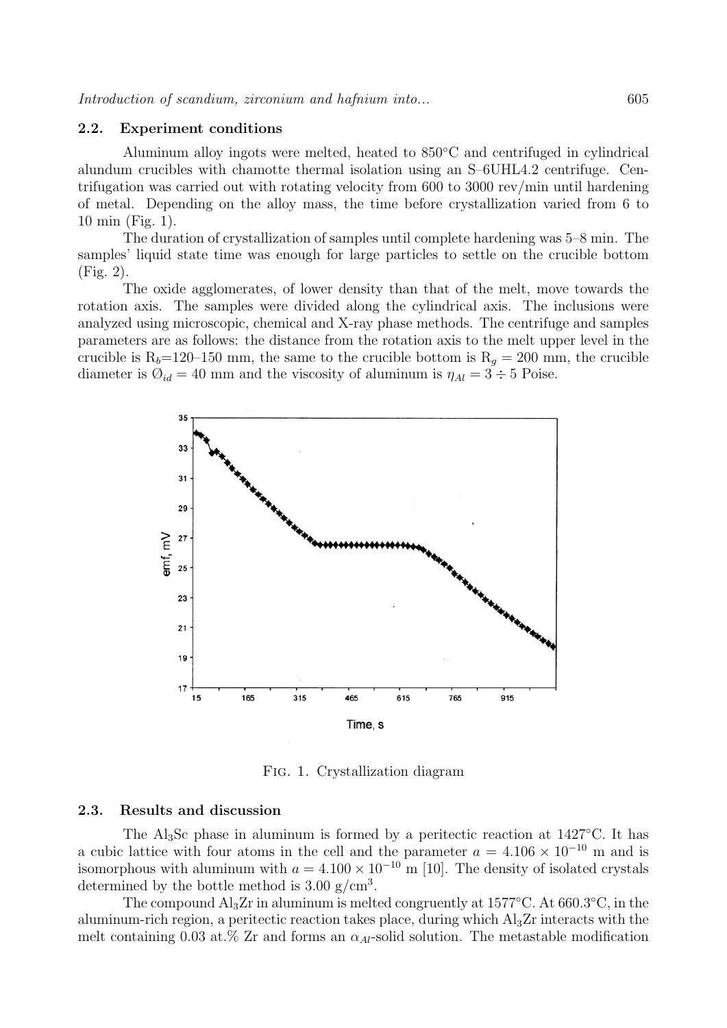### 2.2. Experiment conditions

Aluminum alloy ingots were melted, heated to 850°C and centrifuged in cylindrical alundum crucibles with chamotte thermal isolation using an S–6UHL4.2 centrifuge. Centrifugation was carried out with rotating velocity from 600 to 3000 rev/min until hardening of metal. Depending on the alloy mass, the time before crystallization varied from 6 to 10 min (Fig. 1).

The duration of crystallization of samples until complete hardening was 5–8 min. The samples' liquid state time was enough for large particles to settle on the crucible bottom (Fig. 2).

The oxide agglomerates, of lower density than that of the melt, move towards the rotation axis. The samples were divided along the cylindrical axis. The inclusions were analyzed using microscopic, chemical and X-ray phase methods. The centrifuge and samples parameters are as follows: the distance from the rotation axis to the melt upper level in the crucible is $R_b$=120–150 mm, the same to the crucible bottom is $R_g$ = 200 mm, the crucible diameter is $\O_{id}$ = 40 mm and the viscosity of aluminum is $\eta_{Al} = 3 \div 5$ Poise.

Fig. 1. Crystallization diagram

### 2.3. Results and discussion

The $Al_3Sc$ phase in aluminum is formed by a peritectic reaction at 1427°C. It has a cubic lattice with four atoms in the cell and the parameter $a = 4.106 \times 10^{-10}$ m and is isomorphous with aluminum with $a = 4.100 \times 10^{-10}$ m [10]. The density of isolated crystals determined by the bottle method is 3.00 g/cm$^3$.

The compound $Al_3Zr$ in aluminum is melted congruently at 1577°C. At 660.3°C, in the aluminum-rich region, a peritectic reaction takes place, during which $Al_3Zr$ interacts with the melt containing 0.03 at.% Zr and forms an $\alpha_{Al}$-solid solution. The metastable modification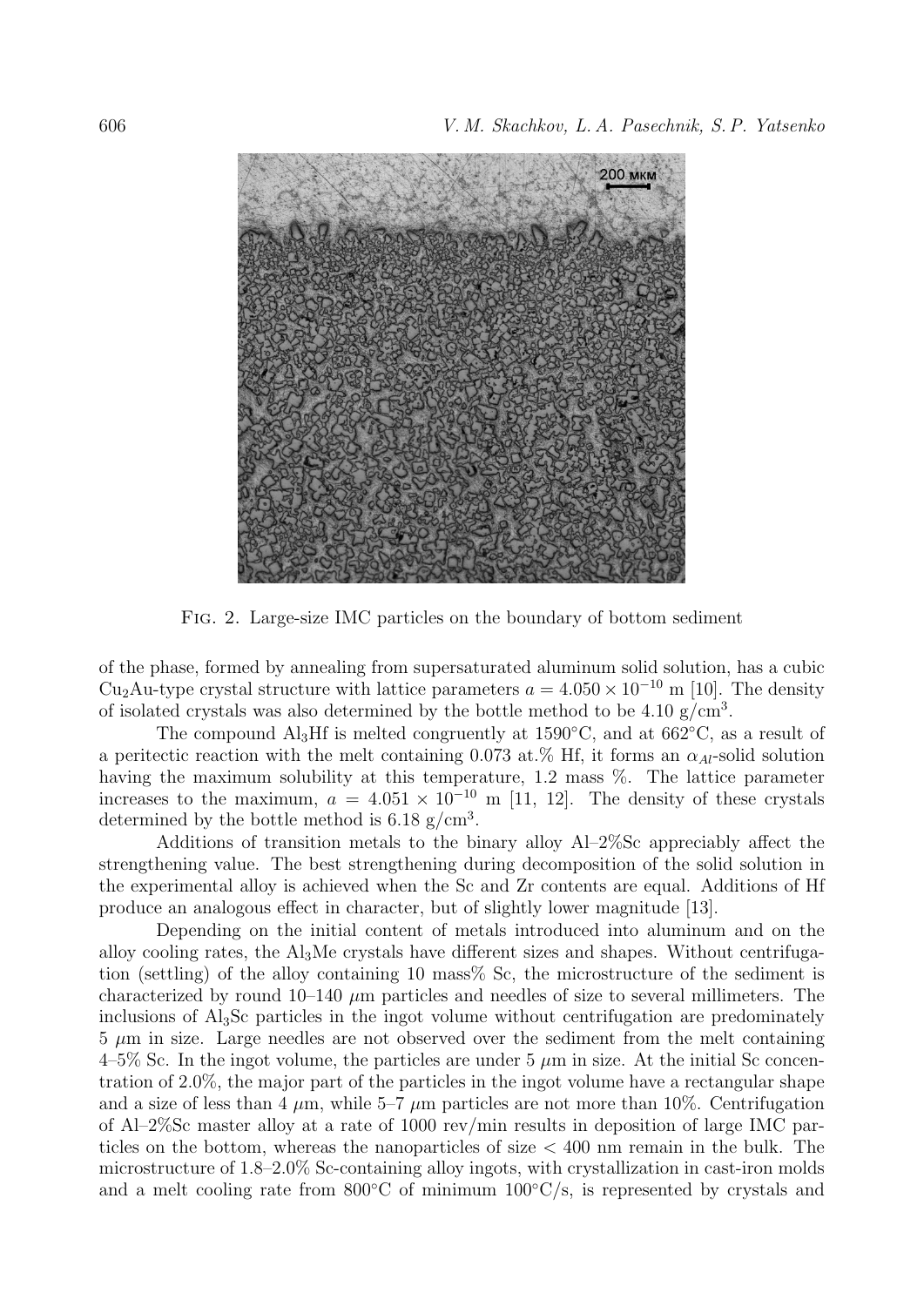Fig. 2. Large-size IMC particles on the boundary of bottom sediment

of the phase, formed by annealing from supersaturated aluminum solid solution, has a cubic $Cu_2Au$-type crystal structure with lattice parameters $a = 4.050 \times 10^{-10}$ m [10]. The density of isolated crystals was also determined by the bottle method to be 4.10 g/cm$^3$.

The compound $Al_3Hf$ is melted congruently at 1590°C, and at 662°C, as a result of a peritectic reaction with the melt containing 0.073 at.% Hf, it forms an $\alpha_{Al}$-solid solution having the maximum solubility at this temperature, 1.2 mass %. The lattice parameter increases to the maximum, $a = 4.051 \times 10^{-10}$ m [11, 12]. The density of these crystals determined by the bottle method is 6.18 g/cm$^3$.

Additions of transition metals to the binary alloy Al–2%Sc appreciably affect the strengthening value. The best strengthening during decomposition of the solid solution in the experimental alloy is achieved when the Sc and Zr contents are equal. Additions of Hf produce an analogous effect in character, but of slightly lower magnitude [13].

Depending on the initial content of metals introduced into aluminum and on the alloy cooling rates, the $Al_3Me$ crystals have different sizes and shapes. Without centrifugation (settling) of the alloy containing 10 mass% Sc, the microstructure of the sediment is characterized by round 10–140 $\mu$m particles and needles of size to several millimeters. The inclusions of $Al_3Sc$ particles in the ingot volume without centrifugation are predominately 5 $\mu$m in size. Large needles are not observed over the sediment from the melt containing 4–5% Sc. In the ingot volume, the particles are under 5 $\mu$m in size. At the initial Sc concentration of 2.0%, the major part of the particles in the ingot volume have a rectangular shape and a size of less than 4 $\mu$m, while 5–7 $\mu$m particles are not more than 10%. Centrifugation of Al–2%Sc master alloy at a rate of 1000 rev/min results in deposition of large IMC particles on the bottom, whereas the nanoparticles of size < 400 nm remain in the bulk. The microstructure of 1.8–2.0% Sc-containing alloy ingots, with crystallization in cast-iron molds and a melt cooling rate from 800°C of minimum 100°C/s, is represented by crystals and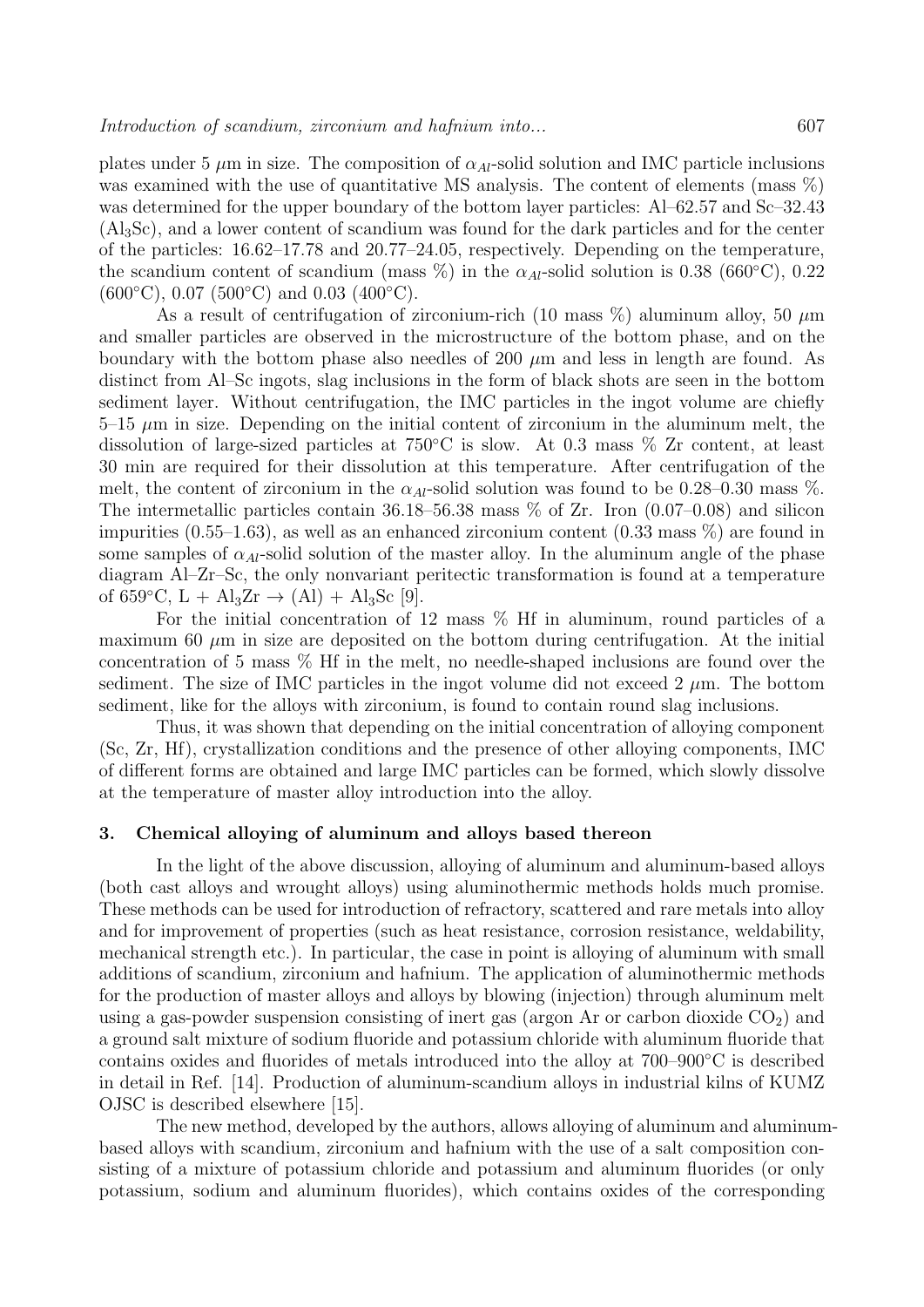plates under 5 $\mu$m in size. The composition of $\alpha_{Al}$-solid solution and IMC particle inclusions was examined with the use of quantitative MS analysis. The content of elements (mass %) was determined for the upper boundary of the bottom layer particles: Al–62.57 and Sc–32.43 ($Al_3Sc$), and a lower content of scandium was found for the dark particles and for the center of the particles: 16.62–17.78 and 20.77–24.05, respectively. Depending on the temperature, the scandium content of scandium (mass %) in the $\alpha_{Al}$-solid solution is 0.38 (660°C), 0.22 (600°C), 0.07 (500°C) and 0.03 (400°C).

As a result of centrifugation of zirconium-rich (10 mass %) aluminum alloy, 50 $\mu$m and smaller particles are observed in the microstructure of the bottom phase, and on the boundary with the bottom phase also needles of 200 $\mu$m and less in length are found. As distinct from Al–Sc ingots, slag inclusions in the form of black shots are seen in the bottom sediment layer. Without centrifugation, the IMC particles in the ingot volume are chiefly 5–15 $\mu$m in size. Depending on the initial content of zirconium in the aluminum melt, the dissolution of large-sized particles at 750°C is slow. At 0.3 mass % Zr content, at least 30 min are required for their dissolution at this temperature. After centrifugation of the melt, the content of zirconium in the $\alpha_{Al}$-solid solution was found to be 0.28–0.30 mass %. The intermetallic particles contain 36.18–56.38 mass % of Zr. Iron (0.07–0.08) and silicon impurities (0.55–1.63), as well as an enhanced zirconium content (0.33 mass %) are found in some samples of $\alpha_{Al}$-solid solution of the master alloy. In the aluminum angle of the phase diagram Al–Zr–Sc, the only nonvariant peritectic transformation is found at a temperature of 659°C, L + $Al_3Zr$ → (Al) + $Al_3Sc$ [9].

For the initial concentration of 12 mass % Hf in aluminum, round particles of a maximum 60 $\mu$m in size are deposited on the bottom during centrifugation. At the initial concentration of 5 mass % Hf in the melt, no needle-shaped inclusions are found over the sediment. The size of IMC particles in the ingot volume did not exceed 2 $\mu$m. The bottom sediment, like for the alloys with zirconium, is found to contain round slag inclusions.

Thus, it was shown that depending on the initial concentration of alloying component (Sc, Zr, Hf), crystallization conditions and the presence of other alloying components, IMC of different forms are obtained and large IMC particles can be formed, which slowly dissolve at the temperature of master alloy introduction into the alloy.

## 3. Chemical alloying of aluminum and alloys based thereon

In the light of the above discussion, alloying of aluminum and aluminum-based alloys (both cast alloys and wrought alloys) using aluminothermic methods holds much promise. These methods can be used for introduction of refractory, scattered and rare metals into alloy and for improvement of properties (such as heat resistance, corrosion resistance, weldability, mechanical strength etc.). In particular, the case in point is alloying of aluminum with small additions of scandium, zirconium and hafnium. The application of aluminothermic methods for the production of master alloys and alloys by blowing (injection) through aluminum melt using a gas-powder suspension consisting of inert gas (argon Ar or carbon dioxide $CO_2$) and a ground salt mixture of sodium fluoride and potassium chloride with aluminum fluoride that contains oxides and fluorides of metals introduced into the alloy at 700–900°C is described in detail in Ref. [14]. Production of aluminum-scandium alloys in industrial kilns of KUMZ OJSC is described elsewhere [15].

The new method, developed by the authors, allows alloying of aluminum and aluminum-based alloys with scandium, zirconium and hafnium with the use of a salt composition consisting of a mixture of potassium chloride and potassium and aluminum fluorides (or only potassium, sodium and aluminum fluorides), which contains oxides of the corresponding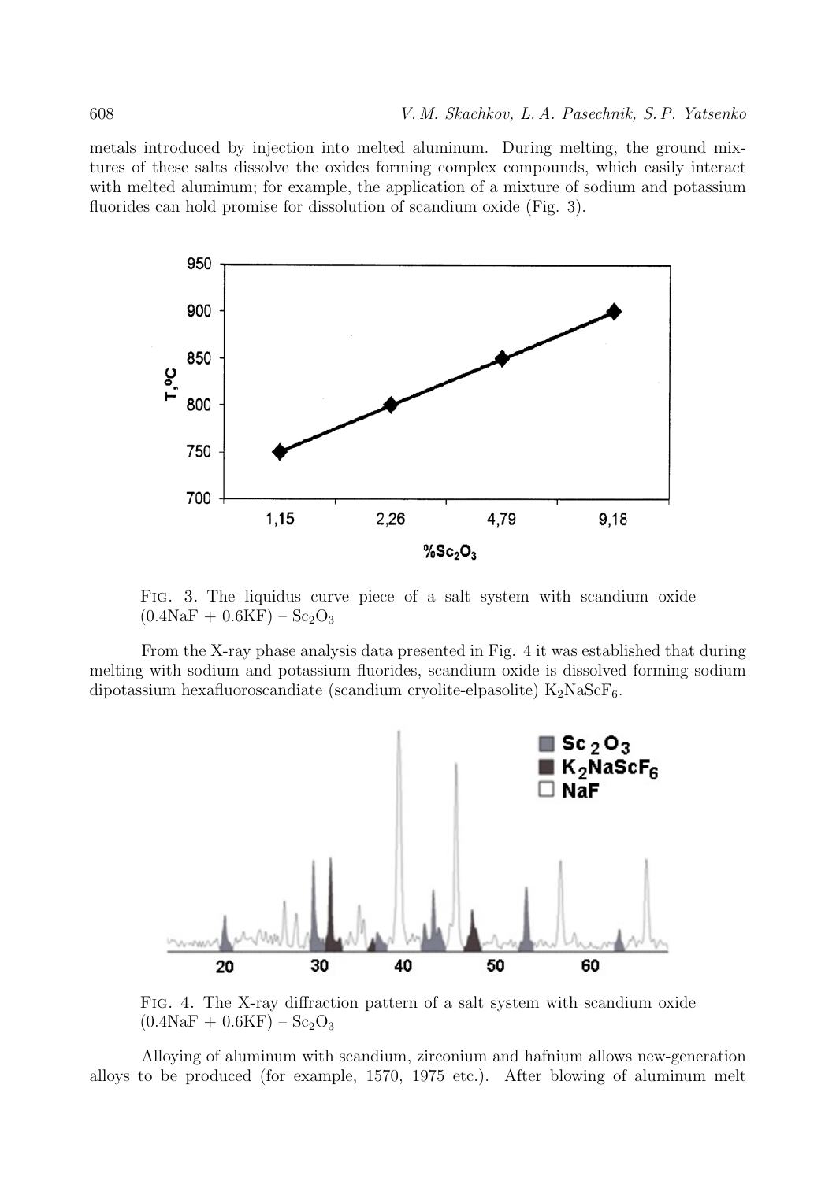metals introduced by injection into melted aluminum. During melting, the ground mixtures of these salts dissolve the oxides forming complex compounds, which easily interact with melted aluminum; for example, the application of a mixture of sodium and potassium fluorides can hold promise for dissolution of scandium oxide (Fig. 3).

Fig. 3. The liquidus curve piece of a salt system with scandium oxide $(0.4NaF + 0.6KF) – Sc_2O_3$

From the X-ray phase analysis data presented in Fig. 4 it was established that during melting with sodium and potassium fluorides, scandium oxide is dissolved forming sodium dipotassium hexafluoroscandiate (scandium cryolite-elpasolite) $K_2NaScF_6$.

Fig. 4. The X-ray diffraction pattern of a salt system with scandium oxide $(0.4NaF + 0.6KF) – Sc_2O_3$

Alloying of aluminum with scandium, zirconium and hafnium allows new-generation alloys to be produced (for example, 1570, 1975 etc.). After blowing of aluminum melt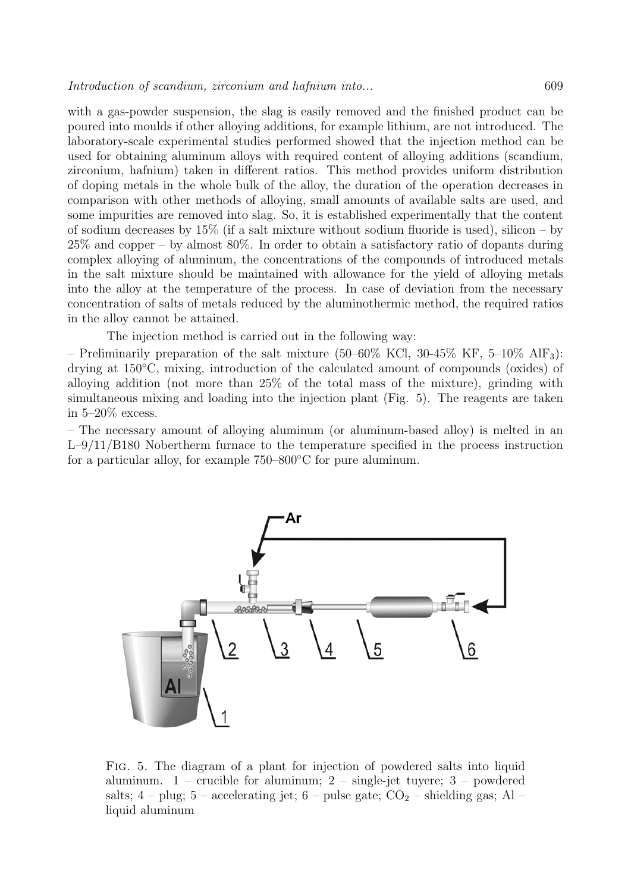with a gas-powder suspension, the slag is easily removed and the finished product can be poured into moulds if other alloying additions, for example lithium, are not introduced. The laboratory-scale experimental studies performed showed that the injection method can be used for obtaining aluminum alloys with required content of alloying additions (scandium, zirconium, hafnium) taken in different ratios. This method provides uniform distribution of doping metals in the whole bulk of the alloy, the duration of the operation decreases in comparison with other methods of alloying, small amounts of available salts are used, and some impurities are removed into slag. So, it is established experimentally that the content of sodium decreases by 15% (if a salt mixture without sodium fluoride is used), silicon – by 25% and copper – by almost 80%. In order to obtain a satisfactory ratio of dopants during complex alloying of aluminum, the concentrations of the compounds of introduced metals in the salt mixture should be maintained with allowance for the yield of alloying metals into the alloy at the temperature of the process. In case of deviation from the necessary concentration of salts of metals reduced by the aluminothermic method, the required ratios in the alloy cannot be attained.

The injection method is carried out in the following way:

– Preliminarily preparation of the salt mixture (50–60% KCl, 30-45% KF, 5–10% $AlF_3$): drying at 150°C, mixing, introduction of the calculated amount of compounds (oxides) of alloying addition (not more than 25% of the total mass of the mixture), grinding with simultaneous mixing and loading into the injection plant (Fig. 5). The reagents are taken in 5–20% excess.

– The necessary amount of alloying aluminum (or aluminum-based alloy) is melted in an L–9/11/B180 Nobertherm furnace to the temperature specified in the process instruction for a particular alloy, for example 750–800°C for pure aluminum.

Fig. 5. The diagram of a plant for injection of powdered salts into liquid aluminum. 1 – crucible for aluminum; 2 – single-jet tuyere; 3 – powdered salts; 4 – plug; 5 – accelerating jet; 6 – pulse gate; $CO_2$ – shielding gas; Al – liquid aluminum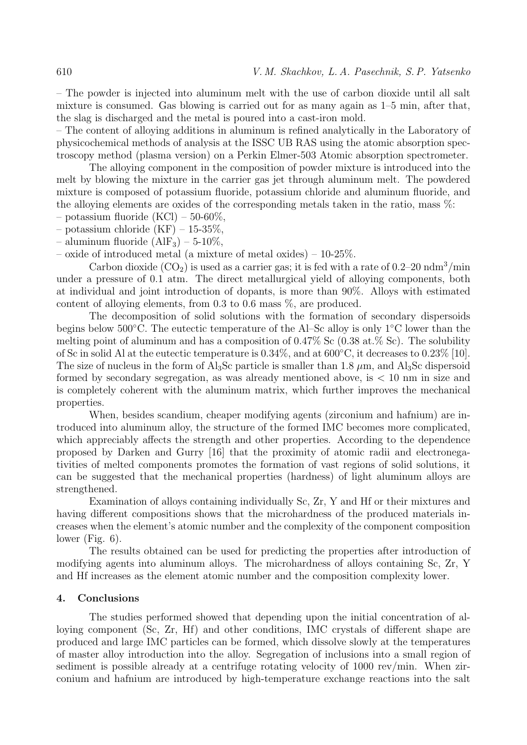– The powder is injected into aluminum melt with the use of carbon dioxide until all salt mixture is consumed. Gas blowing is carried out for as many again as 1–5 min, after that, the slag is discharged and the metal is poured into a cast-iron mold.

– The content of alloying additions in aluminum is refined analytically in the Laboratory of physicochemical methods of analysis at the ISSC UB RAS using the atomic absorption spectroscopy method (plasma version) on a Perkin Elmer-503 Atomic absorption spectrometer.

The alloying component in the composition of powder mixture is introduced into the melt by blowing the mixture in the carrier gas jet through aluminum melt. The powdered mixture is composed of potassium fluoride, potassium chloride and aluminum fluoride, and the alloying elements are oxides of the corresponding metals taken in the ratio, mass %:

– potassium fluoride (KCl) – 50-60%,
– potassium chloride (KF) – 15-35%,
– aluminum fluoride ($AlF_3$) – 5-10%,
– oxide of introduced metal (a mixture of metal oxides) – 10-25%.

Carbon dioxide ($CO_2$) is used as a carrier gas; it is fed with a rate of 0.2–20 $ndm^3$/min under a pressure of 0.1 atm. The direct metallurgical yield of alloying components, both at individual and joint introduction of dopants, is more than 90%. Alloys with estimated content of alloying elements, from 0.3 to 0.6 mass %, are produced.

The decomposition of solid solutions with the formation of secondary dispersoids begins below 500°C. The eutectic temperature of the Al–Sc alloy is only 1°C lower than the melting point of aluminum and has a composition of 0.47% Sc (0.38 at.% Sc). The solubility of Sc in solid Al at the eutectic temperature is 0.34%, and at 600°C, it decreases to 0.23% [10]. The size of nucleus in the form of $Al_3Sc$ particle is smaller than 1.8 $\mu$m, and $Al_3Sc$ dispersoid formed by secondary segregation, as was already mentioned above, is $< 10$ nm in size and is completely coherent with the aluminum matrix, which further improves the mechanical properties.

When, besides scandium, cheaper modifying agents (zirconium and hafnium) are introduced into aluminum alloy, the structure of the formed IMC becomes more complicated, which appreciably affects the strength and other properties. According to the dependence proposed by Darken and Gurry [16] that the proximity of atomic radii and electronegativities of melted components promotes the formation of vast regions of solid solutions, it can be suggested that the mechanical properties (hardness) of light aluminum alloys are strengthened.

Examination of alloys containing individually Sc, Zr, Y and Hf or their mixtures and having different compositions shows that the microhardness of the produced materials increases when the element's atomic number and the complexity of the component composition lower (Fig. 6).

The results obtained can be used for predicting the properties after introduction of modifying agents into aluminum alloys. The microhardness of alloys containing Sc, Zr, Y and Hf increases as the element atomic number and the composition complexity lower.

## 4. Conclusions

The studies performed showed that depending upon the initial concentration of alloying component (Sc, Zr, Hf) and other conditions, IMC crystals of different shape are produced and large IMC particles can be formed, which dissolve slowly at the temperatures of master alloy introduction into the alloy. Segregation of inclusions into a small region of sediment is possible already at a centrifuge rotating velocity of 1000 rev/min. When zirconium and hafnium are introduced by high-temperature exchange reactions into the salt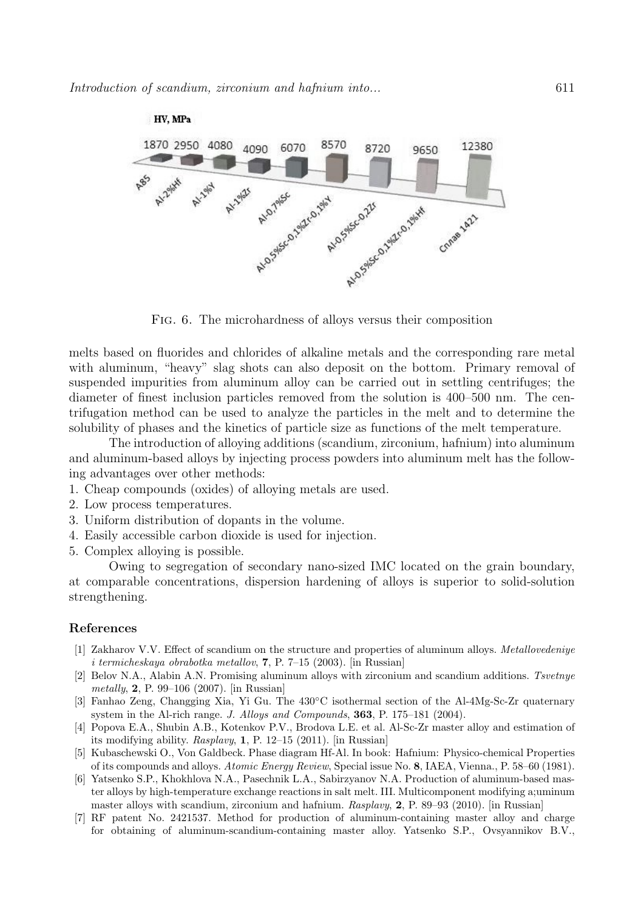HV, MPa

| A85 | Al-2%Hf | Al-1%Y | Al-1%Zr | Al-0,7%Sc | Al-0,5%Sc-0,1%Zr-0,1%Y | Al-0,5%Sc-0,2Zr | Al-0,5%Sc-0,1%Zr-0,1%Hf | Сплав 1421 |
|---|---|---|---|---|---|---|---|---|
| 1870 | 2950 | 4080 | 4090 | 6070 | 8570 | 8720 | 9650 | 12380 |

Fig. 6. The microhardness of alloys versus their composition

melts based on fluorides and chlorides of alkaline metals and the corresponding rare metal with aluminum, "heavy" slag shots can also deposit on the bottom. Primary removal of suspended impurities from aluminum alloy can be carried out in settling centrifuges; the diameter of finest inclusion particles removed from the solution is 400–500 nm. The centrifugation method can be used to analyze the particles in the melt and to determine the solubility of phases and the kinetics of particle size as functions of the melt temperature.

The introduction of alloying additions (scandium, zirconium, hafnium) into aluminum and aluminum-based alloys by injecting process powders into aluminum melt has the following advantages over other methods:

1. Cheap compounds (oxides) of alloying metals are used.
2. Low process temperatures.
3. Uniform distribution of dopants in the volume.
4. Easily accessible carbon dioxide is used for injection.
5. Complex alloying is possible.

Owing to segregation of secondary nano-sized IMC located on the grain boundary, at comparable concentrations, dispersion hardening of alloys is superior to solid-solution strengthening.

## References

[1] Zakharov V.V. Effect of scandium on the structure and properties of aluminum alloys. *Metallovedeniye i termicheskaya obrabotka metallov*, **7**, P. 7–15 (2003). [in Russian]

[2] Belov N.A., Alabin A.N. Promising aluminum alloys with zirconium and scandium additions. *Tsvetnye metally*, **2**, P. 99–106 (2007). [in Russian]

[3] Fanhao Zeng, Changging Xia, Yi Gu. The 430°C isothermal section of the Al-4Mg-Sc-Zr quaternary system in the Al-rich range. *J. Alloys and Compounds*, **363**, P. 175–181 (2004).

[4] Popova E.A., Shubin A.B., Kotenkov P.V., Brodova L.E. et al. Al-Sc-Zr master alloy and estimation of its modifying ability. *Rasplavy*, **1**, P. 12–15 (2011). [in Russian]

[5] Kubaschewski O., Von Galdbeck. Phase diagram Hf-Al. In book: Hafnium: Physico-chemical Properties of its compounds and alloys. *Atomic Energy Review*, Special issue No. **8**, IAEA, Vienna., P. 58–60 (1981).

[6] Yatsenko S.P., Khokhlova N.A., Pasechnik L.A., Sabirzyanov N.A. Production of aluminum-based master alloys by high-temperature exchange reactions in salt melt. III. Multicomponent modifying a;uminum master alloys with scandium, zirconium and hafnium. *Rasplavy*, **2**, P. 89–93 (2010). [in Russian]

[7] RF patent No. 2421537. Method for production of aluminum-containing master alloy and charge for obtaining of aluminum-scandium-containing master alloy. Yatsenko S.P., Ovsyannikov B.V.,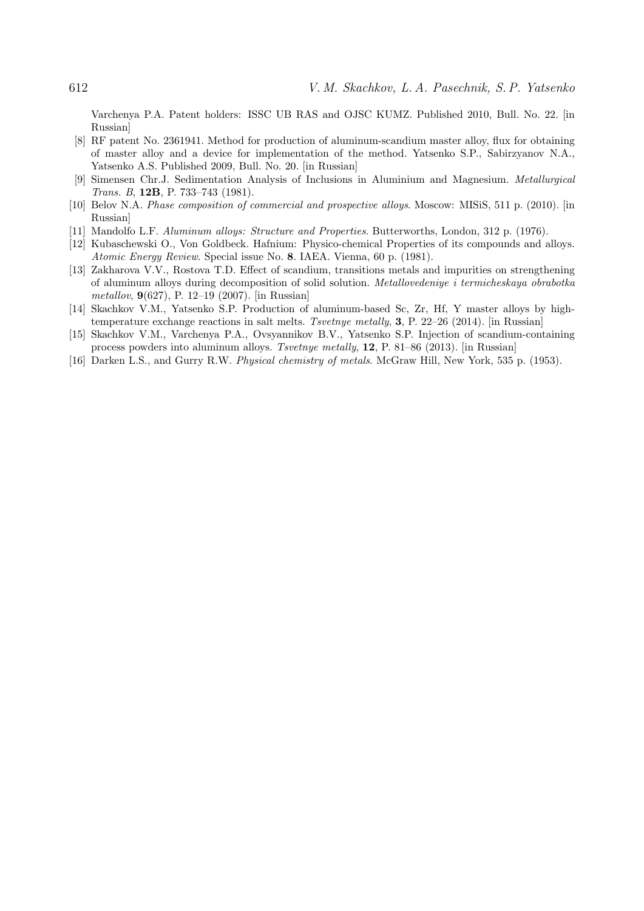Varchenya P.A. Patent holders: ISSC UB RAS and OJSC KUMZ. Published 2010, Bull. No. 22. [in Russian]

[8] RF patent No. 2361941. Method for production of aluminum-scandium master alloy, flux for obtaining of master alloy and a device for implementation of the method. Yatsenko S.P., Sabirzyanov N.A., Yatsenko A.S. Published 2009, Bull. No. 20. [in Russian]

[9] Simensen Chr.J. Sedimentation Analysis of Inclusions in Aluminium and Magnesium. *Metallurgical Trans. B*, **12B**, P. 733–743 (1981).

[10] Belov N.A. *Phase composition of commercial and prospective alloys*. Moscow: MISiS, 511 p. (2010). [in Russian]

[11] Mandolfo L.F. *Aluminum alloys: Structure and Properties*. Butterworths, London, 312 p. (1976).

[12] Kubaschewski O., Von Goldbeck. Hafnium: Physico-chemical Properties of its compounds and alloys. *Atomic Energy Review*. Special issue No. **8**. IAEA. Vienna, 60 p. (1981).

[13] Zakharova V.V., Rostova T.D. Effect of scandium, transitions metals and impurities on strengthening of aluminum alloys during decomposition of solid solution. *Metallovedeniye i termicheskaya obrabotka metallov*, **9**(627), P. 12–19 (2007). [in Russian]

[14] Skachkov V.M., Yatsenko S.P. Production of aluminum-based Sc, Zr, Hf, Y master alloys by high-temperature exchange reactions in salt melts. *Tsvetnye metally*, **3**, P. 22–26 (2014). [in Russian]

[15] Skachkov V.M., Varchenya P.A., Ovsyannikov B.V., Yatsenko S.P. Injection of scandium-containing process powders into aluminum alloys. *Tsvetnye metally*, **12**, P. 81–86 (2013). [in Russian]

[16] Darken L.S., and Gurry R.W. *Physical chemistry of metals*. McGraw Hill, New York, 535 p. (1953).